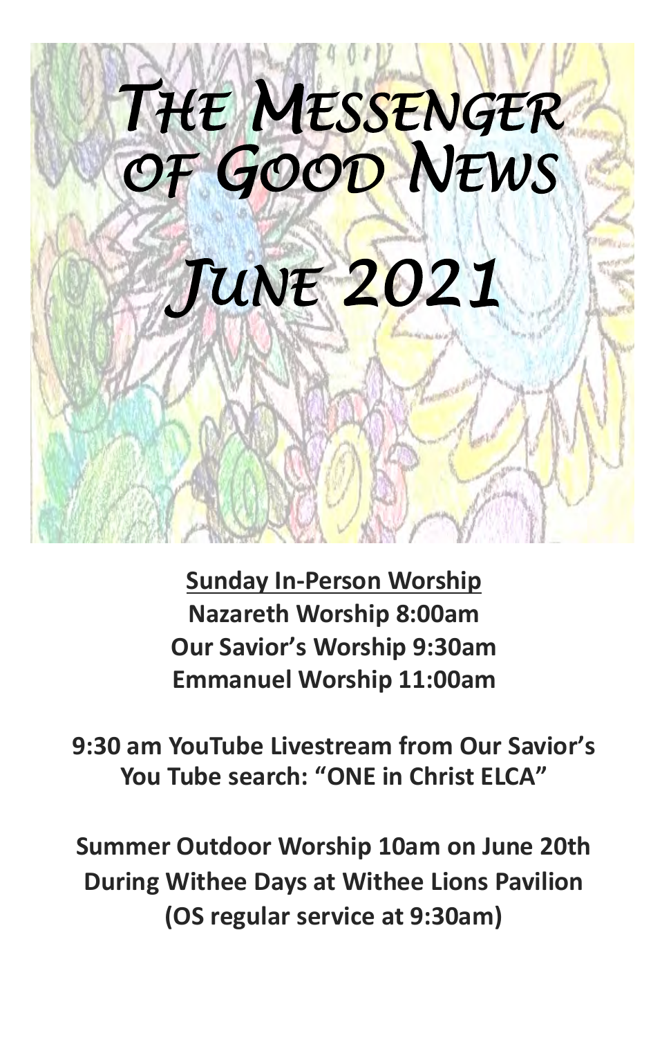# The Messenger of Good News

# June 2021

**<u>Sunday In-Person Worship</u>**
**Nazareth Worship 8:00am**
**Our Savior's Worship 9:30am**
**Emmanuel Worship 11:00am**

**9:30 am YouTube Livestream from Our Savior's**
**You Tube search: "ONE in Christ ELCA"**

**Summer Outdoor Worship 10am on June 20th**
**During Withee Days at Withee Lions Pavilion**
**(OS regular service at 9:30am)**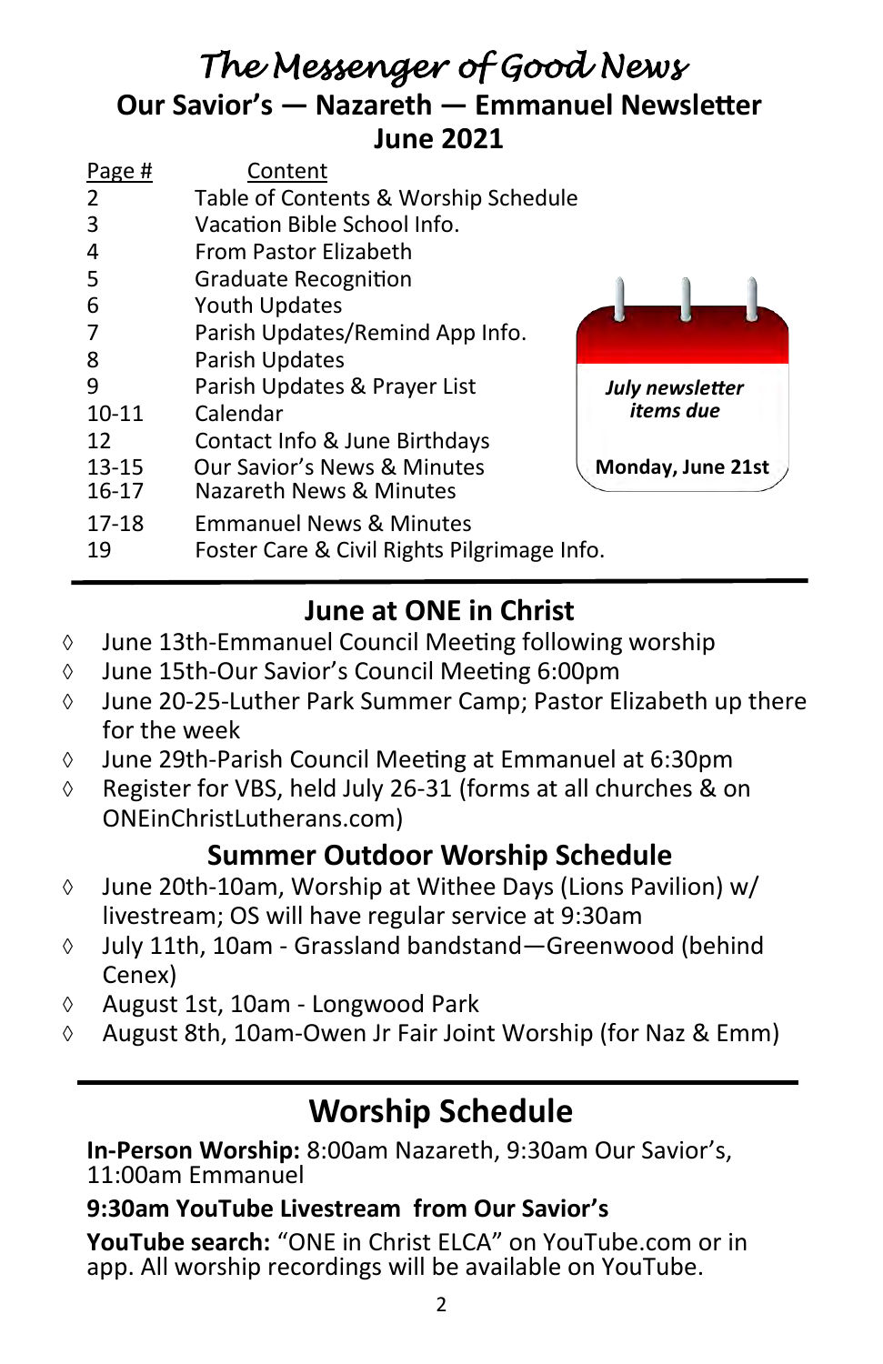# The Messenger of Good News

## Our Savior's — Nazareth — Emmanuel Newsletter

## June 2021

| Page # | Content |
|---|---|
| 2 | Table of Contents & Worship Schedule |
| 3 | Vacation Bible School Info. |
| 4 | From Pastor Elizabeth |
| 5 | Graduate Recognition |
| 6 | Youth Updates |
| 7 | Parish Updates/Remind App Info. |
| 8 | Parish Updates |
| 9 | Parish Updates & Prayer List |
| 10-11 | Calendar |
| 12 | Contact Info & June Birthdays |
| 13-15 | Our Savior's News & Minutes |
| 16-17 | Nazareth News & Minutes |
| 17-18 | Emmanuel News & Minutes |
| 19 | Foster Care & Civil Rights Pilgrimage Info. |

***July newsletter items due***

**Monday, June 21st**

## June at ONE in Christ

- June 13th-Emmanuel Council Meeting following worship
- June 15th-Our Savior's Council Meeting 6:00pm
- June 20-25-Luther Park Summer Camp; Pastor Elizabeth up there for the week
- June 29th-Parish Council Meeting at Emmanuel at 6:30pm
- Register for VBS, held July 26-31 (forms at all churches & on ONEinChristLutherans.com)

## Summer Outdoor Worship Schedule

- June 20th-10am, Worship at Withee Days (Lions Pavilion) w/ livestream; OS will have regular service at 9:30am
- July 11th, 10am - Grassland bandstand—Greenwood (behind Cenex)
- August 1st, 10am - Longwood Park
- August 8th, 10am-Owen Jr Fair Joint Worship (for Naz & Emm)

## Worship Schedule

**In-Person Worship:** 8:00am Nazareth, 9:30am Our Savior's, 11:00am Emmanuel

**9:30am YouTube Livestream from Our Savior's**

**YouTube search:** "ONE in Christ ELCA" on YouTube.com or in app. All worship recordings will be available on YouTube.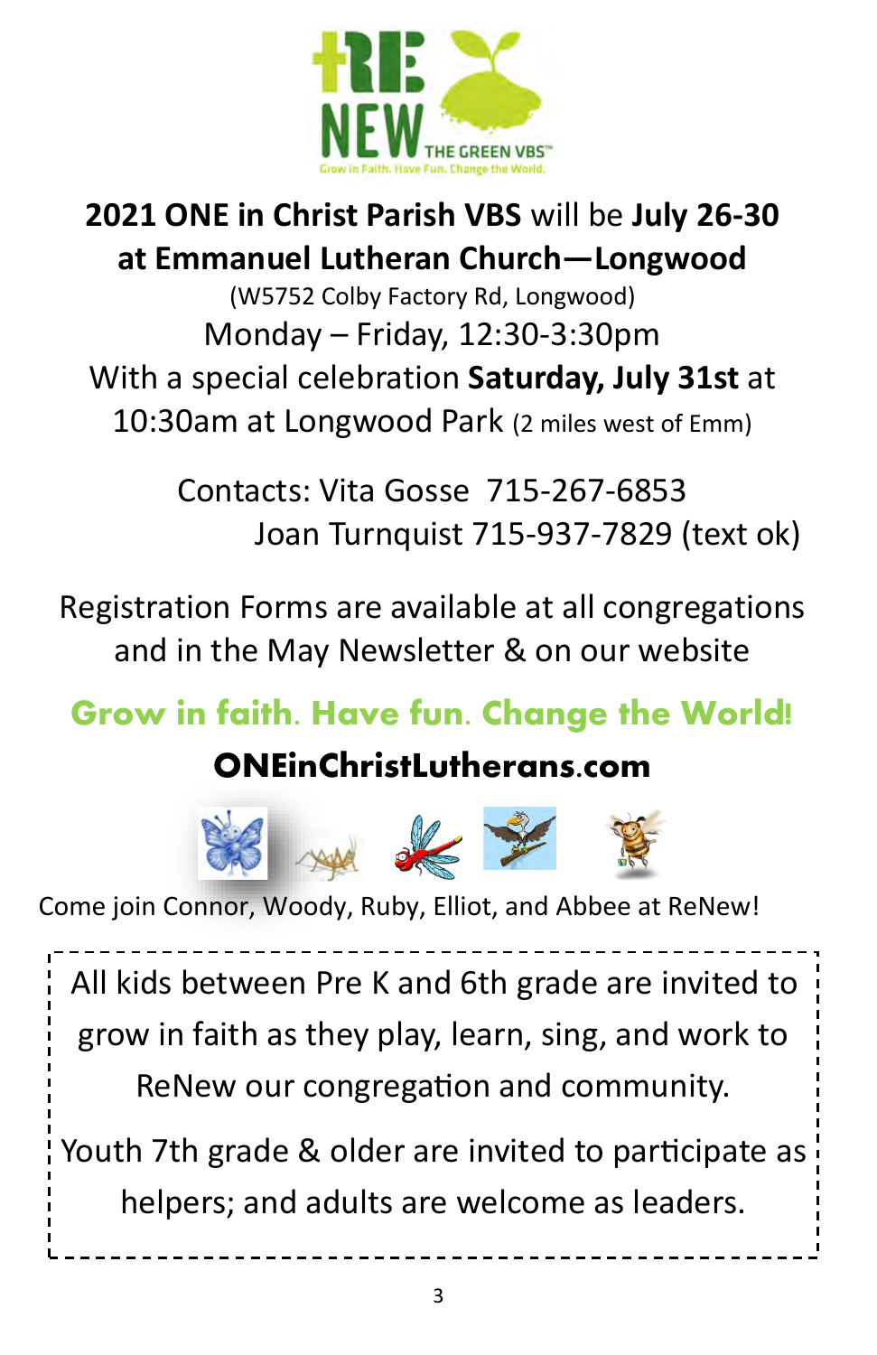**2021 ONE in Christ Parish VBS** will be **July 26-30 at Emmanuel Lutheran Church—Longwood**

(W5752 Colby Factory Rd, Longwood)

Monday – Friday, 12:30-3:30pm

With a special celebration **Saturday, July 31st** at 10:30am at Longwood Park (2 miles west of Emm)

Contacts: Vita Gosse 715-267-6853
Joan Turnquist 715-937-7829 (text ok)

Registration Forms are available at all congregations and in the May Newsletter & on our website

**Grow in faith. Have fun. Change the World!**

**ONEinChristLutherans.com**

Come join Connor, Woody, Ruby, Elliot, and Abbee at ReNew!

All kids between Pre K and 6th grade are invited to grow in faith as they play, learn, sing, and work to ReNew our congregation and community.

Youth 7th grade & older are invited to participate as helpers; and adults are welcome as leaders.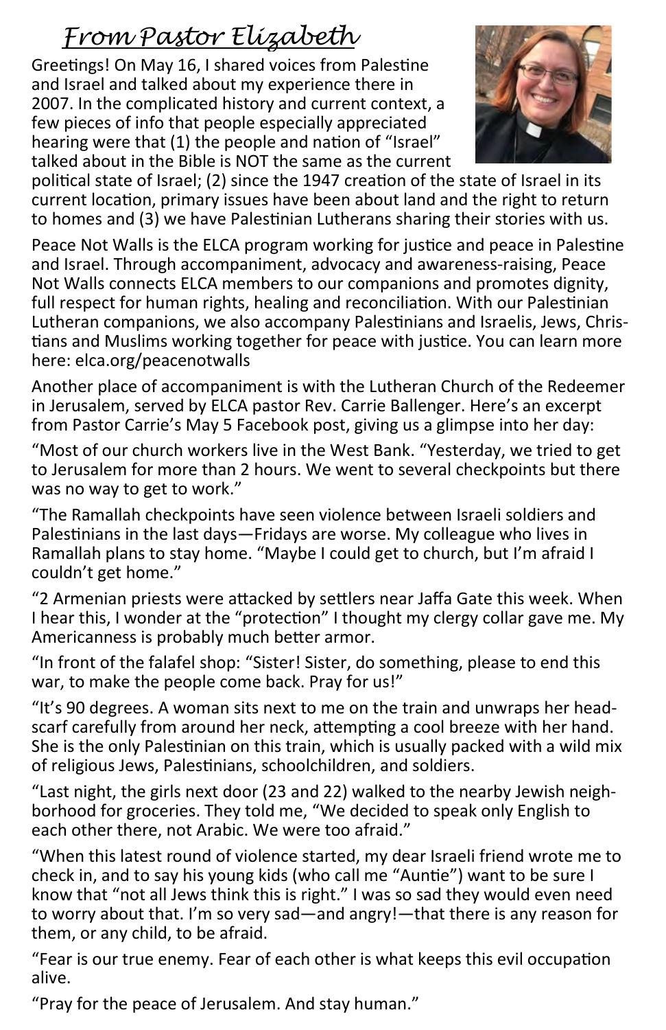# *From Pastor Elizabeth*

Greetings! On May 16, I shared voices from Palestine and Israel and talked about my experience there in 2007. In the complicated history and current context, a few pieces of info that people especially appreciated hearing were that (1) the people and nation of "Israel" talked about in the Bible is NOT the same as the current political state of Israel; (2) since the 1947 creation of the state of Israel in its current location, primary issues have been about land and the right to return to homes and (3) we have Palestinian Lutherans sharing their stories with us.

Peace Not Walls is the ELCA program working for justice and peace in Palestine and Israel. Through accompaniment, advocacy and awareness-raising, Peace Not Walls connects ELCA members to our companions and promotes dignity, full respect for human rights, healing and reconciliation. With our Palestinian Lutheran companions, we also accompany Palestinians and Israelis, Jews, Christians and Muslims working together for peace with justice. You can learn more here: elca.org/peacenotwalls

Another place of accompaniment is with the Lutheran Church of the Redeemer in Jerusalem, served by ELCA pastor Rev. Carrie Ballenger. Here's an excerpt from Pastor Carrie's May 5 Facebook post, giving us a glimpse into her day:

"Most of our church workers live in the West Bank. "Yesterday, we tried to get to Jerusalem for more than 2 hours. We went to several checkpoints but there was no way to get to work."

"The Ramallah checkpoints have seen violence between Israeli soldiers and Palestinians in the last days—Fridays are worse. My colleague who lives in Ramallah plans to stay home. "Maybe I could get to church, but I'm afraid I couldn't get home."

"2 Armenian priests were attacked by settlers near Jaffa Gate this week. When I hear this, I wonder at the "protection" I thought my clergy collar gave me. My Americanness is probably much better armor.

"In front of the falafel shop: "Sister! Sister, do something, please to end this war, to make the people come back. Pray for us!"

"It's 90 degrees. A woman sits next to me on the train and unwraps her headscarf carefully from around her neck, attempting a cool breeze with her hand. She is the only Palestinian on this train, which is usually packed with a wild mix of religious Jews, Palestinians, schoolchildren, and soldiers.

"Last night, the girls next door (23 and 22) walked to the nearby Jewish neighborhood for groceries. They told me, "We decided to speak only English to each other there, not Arabic. We were too afraid."

"When this latest round of violence started, my dear Israeli friend wrote me to check in, and to say his young kids (who call me "Auntie") want to be sure I know that "not all Jews think this is right." I was so sad they would even need to worry about that. I'm so very sad—and angry!—that there is any reason for them, or any child, to be afraid.

"Fear is our true enemy. Fear of each other is what keeps this evil occupation alive.

"Pray for the peace of Jerusalem. And stay human."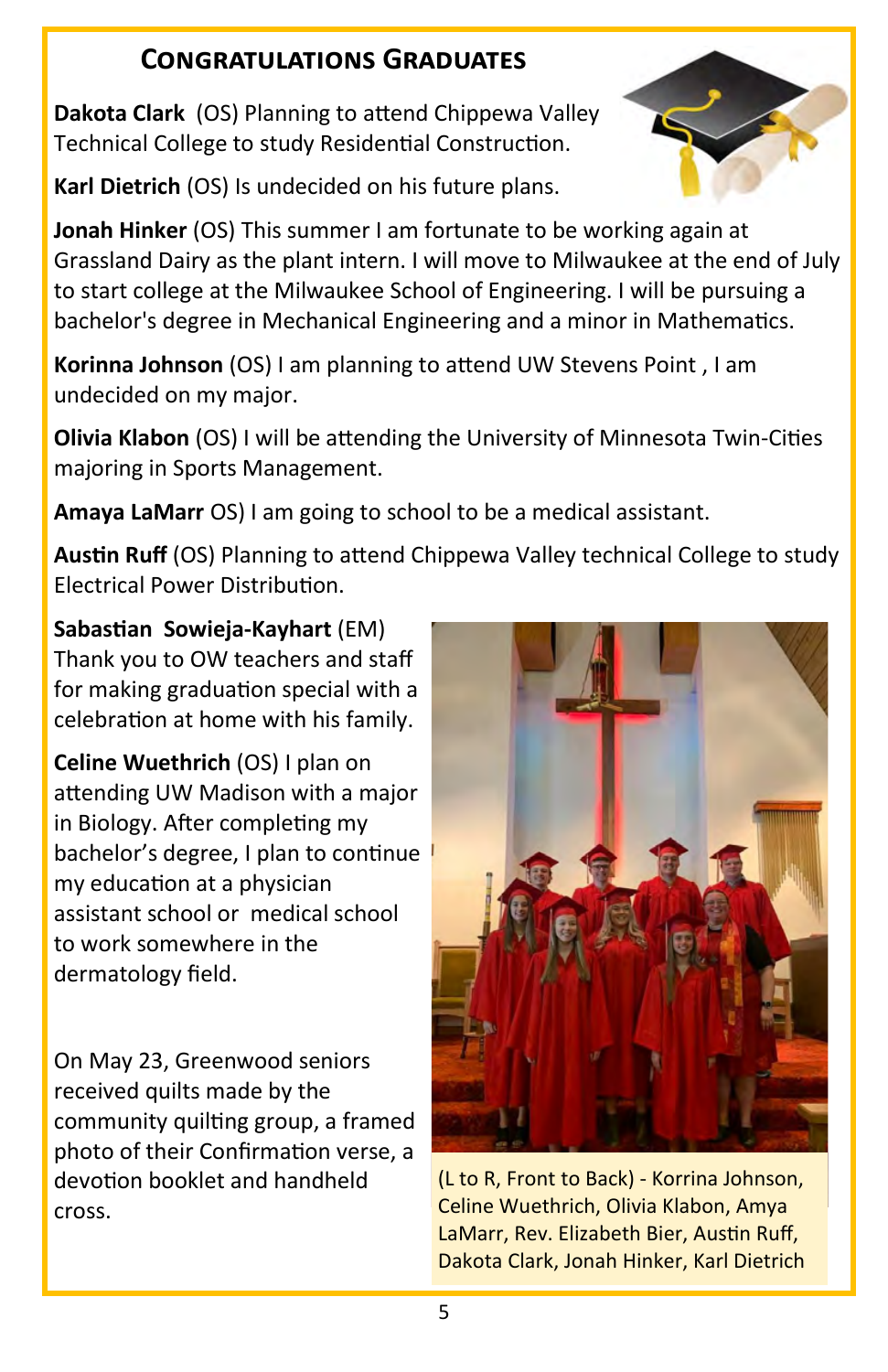## Congratulations Graduates

**Dakota Clark** (OS) Planning to attend Chippewa Valley Technical College to study Residential Construction.

**Karl Dietrich** (OS) Is undecided on his future plans.

**Jonah Hinker** (OS) This summer I am fortunate to be working again at Grassland Dairy as the plant intern. I will move to Milwaukee at the end of July to start college at the Milwaukee School of Engineering. I will be pursuing a bachelor's degree in Mechanical Engineering and a minor in Mathematics.

**Korinna Johnson** (OS) I am planning to attend UW Stevens Point , I am undecided on my major.

**Olivia Klabon** (OS) I will be attending the University of Minnesota Twin-Cities majoring in Sports Management.

**Amaya LaMarr** OS) I am going to school to be a medical assistant.

**Austin Ruff** (OS) Planning to attend Chippewa Valley technical College to study Electrical Power Distribution.

**Sabastian Sowieja-Kayhart** (EM) Thank you to OW teachers and staff for making graduation special with a celebration at home with his family.

**Celine Wuethrich** (OS) I plan on attending UW Madison with a major in Biology. After completing my bachelor's degree, I plan to continue my education at a physician assistant school or medical school to work somewhere in the dermatology field.

On May 23, Greenwood seniors received quilts made by the community quilting group, a framed photo of their Confirmation verse, a devotion booklet and handheld cross.

(L to R, Front to Back) - Korrina Johnson, Celine Wuethrich, Olivia Klabon, Amya LaMarr, Rev. Elizabeth Bier, Austin Ruff, Dakota Clark, Jonah Hinker, Karl Dietrich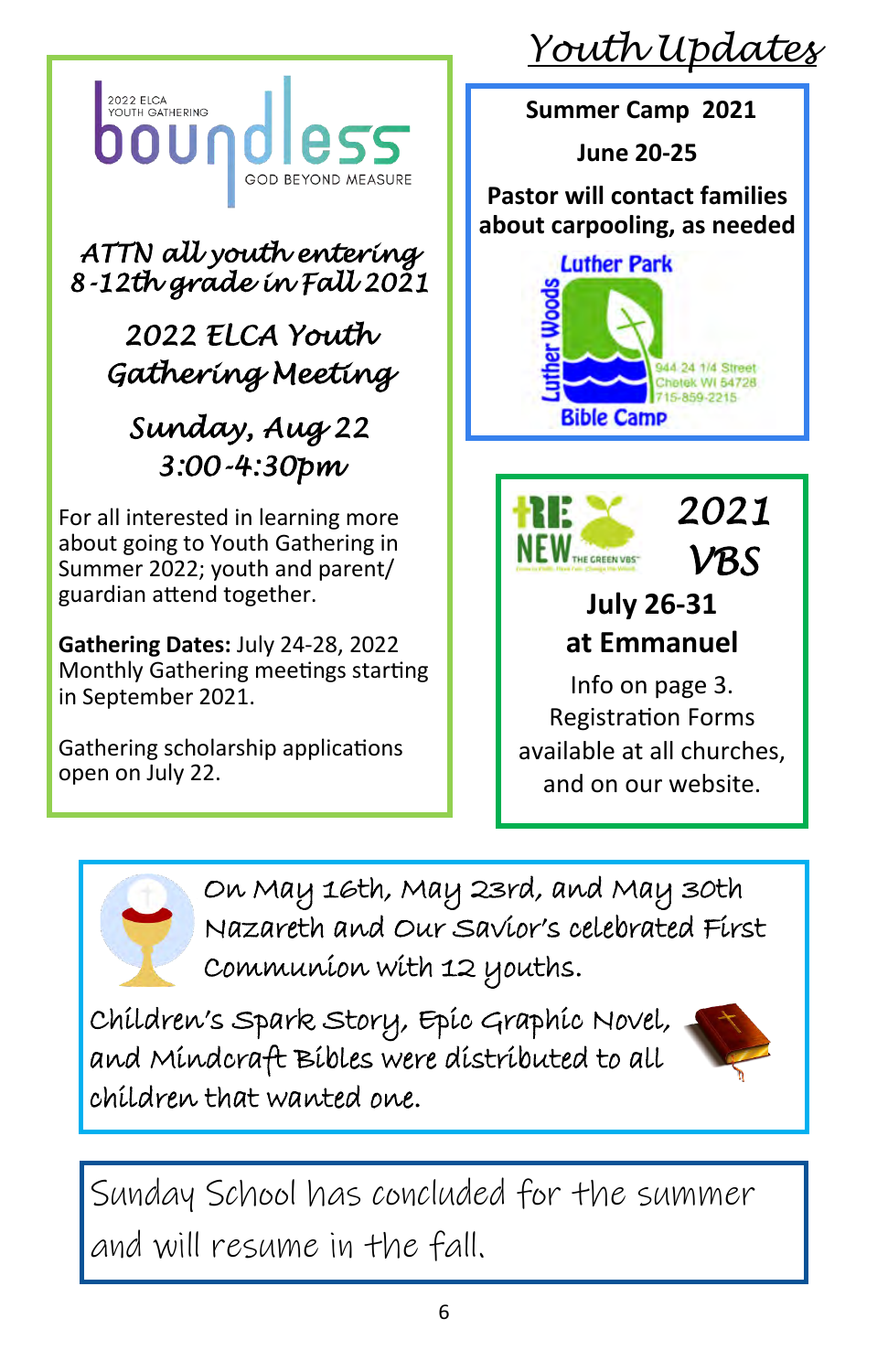# Youth Updates

2022 ELCA YOUTH GATHERING

boundless

GOD BEYOND MEASURE

*ATTN all youth entering 8-12th grade in Fall 2021*

*2022 ELCA Youth Gathering Meeting*

*Sunday, Aug 22*
*3:00-4:30pm*

For all interested in learning more about going to Youth Gathering in Summer 2022; youth and parent/guardian attend together.

**Gathering Dates:** July 24-28, 2022
Monthly Gathering meetings starting in September 2021.

Gathering scholarship applications open on July 22.

**Summer Camp 2021**

**June 20-25**

**Pastor will contact families about carpooling, as needed**

Luther Park
Luther Woods
Bible Camp
944 24 1/4 Street
Chetek WI 54728
715-859-2215

RE NEW THE GREEN VBS

*2021 VBS*

**July 26-31**
**at Emmanuel**

Info on page 3.
Registration Forms available at all churches, and on our website.

On May 16th, May 23rd, and May 30th Nazareth and Our Savior's celebrated First Communion with 12 youths.

Children's Spark Story, Epic Graphic Novel, and Mindcraft Bibles were distributed to all children that wanted one.

Sunday School has concluded for the summer and will resume in the fall.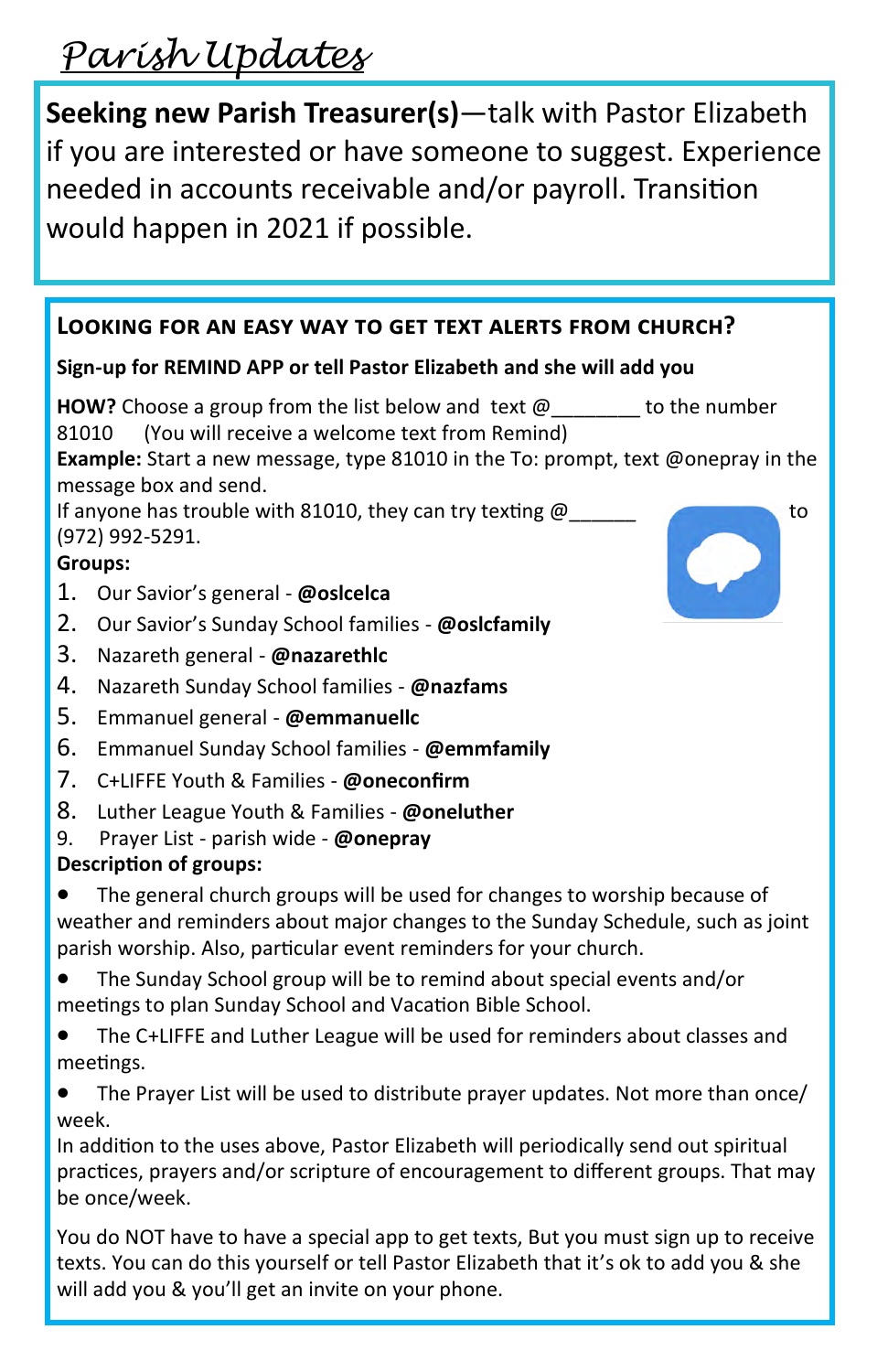# *Parish Updates*

**Seeking new Parish Treasurer(s)**—talk with Pastor Elizabeth if you are interested or have someone to suggest. Experience needed in accounts receivable and/or payroll. Transition would happen in 2021 if possible.

## Looking for an easy way to get text alerts from church?

**Sign-up for REMIND APP or tell Pastor Elizabeth and she will add you**

**HOW?** Choose a group from the list below and text @________ to the number 81010 (You will receive a welcome text from Remind)

**Example:** Start a new message, type 81010 in the To: prompt, text @onepray in the message box and send.

If anyone has trouble with 81010, they can try texting @______ to (972) 992-5291.

**Groups:**

1. Our Savior's general - **@oslcelca**
2. Our Savior's Sunday School families - **@oslcfamily**
3. Nazareth general - **@nazarethlc**
4. Nazareth Sunday School families - **@nazfams**
5. Emmanuel general - **@emmanuellc**
6. Emmanuel Sunday School families - **@emmfamily**
7. C+LIFFE Youth & Families - **@oneconfirm**
8. Luther League Youth & Families - **@oneluther**
9. Prayer List - parish wide - **@onepray**

**Description of groups:**

- The general church groups will be used for changes to worship because of weather and reminders about major changes to the Sunday Schedule, such as joint parish worship. Also, particular event reminders for your church.
- The Sunday School group will be to remind about special events and/or meetings to plan Sunday School and Vacation Bible School.
- The C+LIFFE and Luther League will be used for reminders about classes and meetings.
- The Prayer List will be used to distribute prayer updates. Not more than once/ week.

In addition to the uses above, Pastor Elizabeth will periodically send out spiritual practices, prayers and/or scripture of encouragement to different groups. That may be once/week.

You do NOT have to have a special app to get texts, But you must sign up to receive texts. You can do this yourself or tell Pastor Elizabeth that it's ok to add you & she will add you & you'll get an invite on your phone.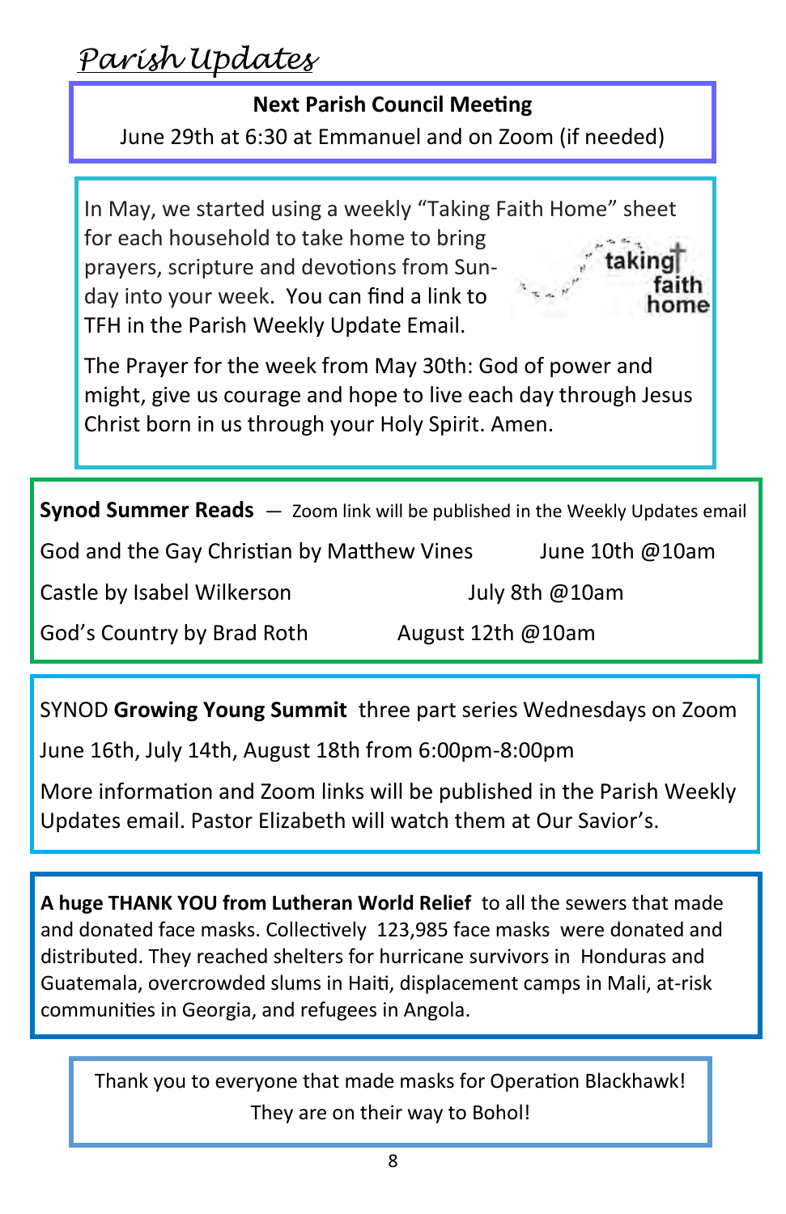# *Parish Updates*

**Next Parish Council Meeting**

June 29th at 6:30 at Emmanuel and on Zoom (if needed)

In May, we started using a weekly "Taking Faith Home" sheet for each household to take home to bring prayers, scripture and devotions from Sunday into your week. You can find a link to TFH in the Parish Weekly Update Email.

The Prayer for the week from May 30th: God of power and might, give us courage and hope to live each day through Jesus Christ born in us through your Holy Spirit. Amen.

**Synod Summer Reads** — Zoom link will be published in the Weekly Updates email

| | |
|---|---|
| God and the Gay Christian by Matthew Vines | June 10th @10am |
| Castle by Isabel Wilkerson | July 8th @10am |
| God's Country by Brad Roth | August 12th @10am |

SYNOD **Growing Young Summit** three part series Wednesdays on Zoom

June 16th, July 14th, August 18th from 6:00pm-8:00pm

More information and Zoom links will be published in the Parish Weekly Updates email. Pastor Elizabeth will watch them at Our Savior's.

**A huge THANK YOU from Lutheran World Relief** to all the sewers that made and donated face masks. Collectively 123,985 face masks were donated and distributed. They reached shelters for hurricane survivors in Honduras and Guatemala, overcrowded slums in Haiti, displacement camps in Mali, at-risk communities in Georgia, and refugees in Angola.

Thank you to everyone that made masks for Operation Blackhawk!
They are on their way to Bohol!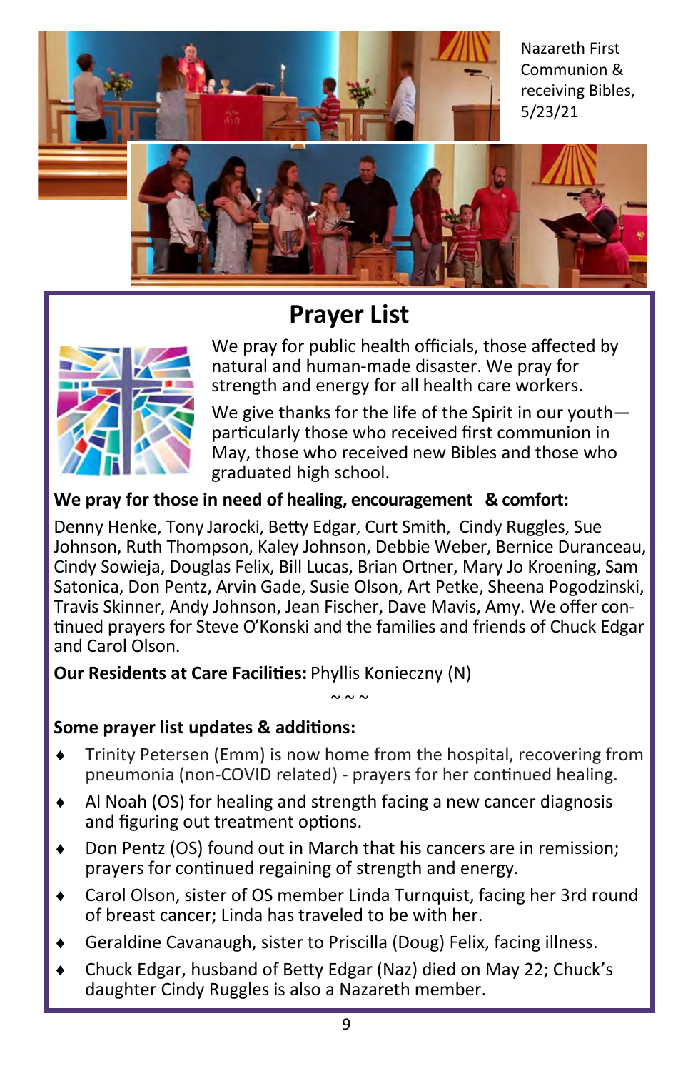Nazareth First Communion & receiving Bibles, 5/23/21

## Prayer List

We pray for public health officials, those affected by natural and human-made disaster. We pray for strength and energy for all health care workers.

We give thanks for the life of the Spirit in our youth—particularly those who received first communion in May, those who received new Bibles and those who graduated high school.

**We pray for those in need of healing, encouragement & comfort:**

Denny Henke, Tony Jarocki, Betty Edgar, Curt Smith, Cindy Ruggles, Sue Johnson, Ruth Thompson, Kaley Johnson, Debbie Weber, Bernice Duranceau, Cindy Sowieja, Douglas Felix, Bill Lucas, Brian Ortner, Mary Jo Kroening, Sam Satonica, Don Pentz, Arvin Gade, Susie Olson, Art Petke, Sheena Pogodzinski, Travis Skinner, Andy Johnson, Jean Fischer, Dave Mavis, Amy. We offer continued prayers for Steve O'Konski and the families and friends of Chuck Edgar and Carol Olson.

**Our Residents at Care Facilities:** Phyllis Konieczny (N)

~ ~ ~

**Some prayer list updates & additions:**

- Trinity Petersen (Emm) is now home from the hospital, recovering from pneumonia (non-COVID related) - prayers for her continued healing.
- Al Noah (OS) for healing and strength facing a new cancer diagnosis and figuring out treatment options.
- Don Pentz (OS) found out in March that his cancers are in remission; prayers for continued regaining of strength and energy.
- Carol Olson, sister of OS member Linda Turnquist, facing her 3rd round of breast cancer; Linda has traveled to be with her.
- Geraldine Cavanaugh, sister to Priscilla (Doug) Felix, facing illness.
- Chuck Edgar, husband of Betty Edgar (Naz) died on May 22; Chuck's daughter Cindy Ruggles is also a Nazareth member.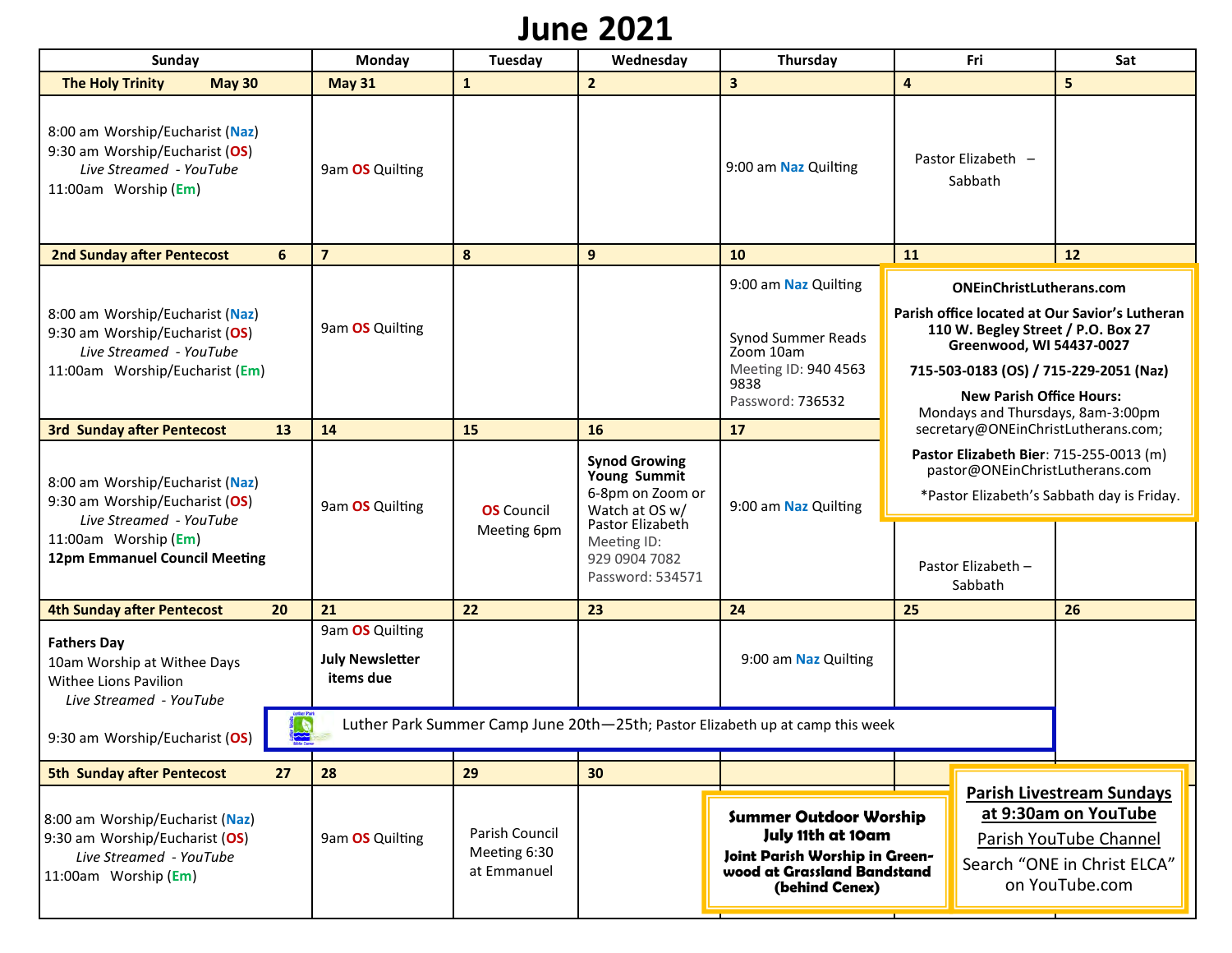# June 2021

| Sunday | Monday | Tuesday | Wednesday | Thursday | Fri | Sat |
|---|---|---|---|---|---|---|
| **The Holy Trinity May 30** | **May 31** | **1** | **2** | **3** | **4** | **5** |
| 8:00 am Worship/Eucharist (Naz)<br>9:30 am Worship/Eucharist (OS)<br>*Live Streamed - YouTube*<br>11:00am Worship (Em) | 9am OS Quilting | | | 9:00 am Naz Quilting | Pastor Elizabeth – Sabbath | |
| **2nd Sunday after Pentecost 6** | **7** | **8** | **9** | **10** | **11** | **12** |
| 8:00 am Worship/Eucharist (Naz)<br>9:30 am Worship/Eucharist (OS)<br>*Live Streamed - YouTube*<br>11:00am Worship/Eucharist (Em) | 9am OS Quilting | | | 9:00 am Naz Quilting<br><br>Synod Summer Reads Zoom 10am<br>Meeting ID: 940 4563 9838<br>Password: 736532 | | |
| **3rd Sunday after Pentecost 13** | **14** | **15** | **16** | **17** | | |
| 8:00 am Worship/Eucharist (Naz)<br>9:30 am Worship/Eucharist (OS)<br>*Live Streamed - YouTube*<br>11:00am Worship (Em)<br>**12pm Emmanuel Council Meeting** | 9am OS Quilting | OS Council Meeting 6pm | **Synod Growing Young Summit**<br>6-8pm on Zoom or Watch at OS w/ Pastor Elizabeth<br>Meeting ID: 929 0904 7082<br>Password: 534571 | 9:00 am Naz Quilting | Pastor Elizabeth – Sabbath | |
| **4th Sunday after Pentecost 20** | **21** | **22** | **23** | **24** | **25** | **26** |
| **Fathers Day**<br>10am Worship at Withee Days Withee Lions Pavilion<br>*Live Streamed - YouTube*<br><br>9:30 am Worship/Eucharist (OS) | 9am OS Quilting<br>**July Newsletter items due** | | | 9:00 am Naz Quilting | | |
| **5th Sunday after Pentecost 27** | **28** | **29** | **30** | | | |
| 8:00 am Worship/Eucharist (Naz)<br>9:30 am Worship/Eucharist (OS)<br>*Live Streamed - YouTube*<br>11:00am Worship (Em) | 9am OS Quilting | Parish Council Meeting 6:30 at Emmanuel | | | | |

Luther Park Summer Camp June 20th—25th; Pastor Elizabeth up at camp this week

**ONEinChristLutherans.com**

**Parish office located at Our Savior's Lutheran**
**110 W. Begley Street / P.O. Box 27**
**Greenwood, WI 54437-0027**

**715-503-0183 (OS) / 715-229-2051 (Naz)**

**New Parish Office Hours:**
Mondays and Thursdays, 8am-3:00pm
secretary@ONEinChristLutherans.com;

**Pastor Elizabeth Bier**: 715-255-0013 (m)
pastor@ONEinChristLutherans.com

*Pastor Elizabeth's Sabbath day is Friday.

**Summer Outdoor Worship**
**July 11th at 10am**
**Joint Parish Worship in Greenwood at Grassland Bandstand (behind Cenex)**

**Parish Livestream Sundays at 9:30am on YouTube**
Parish YouTube Channel
Search "ONE in Christ ELCA" on YouTube.com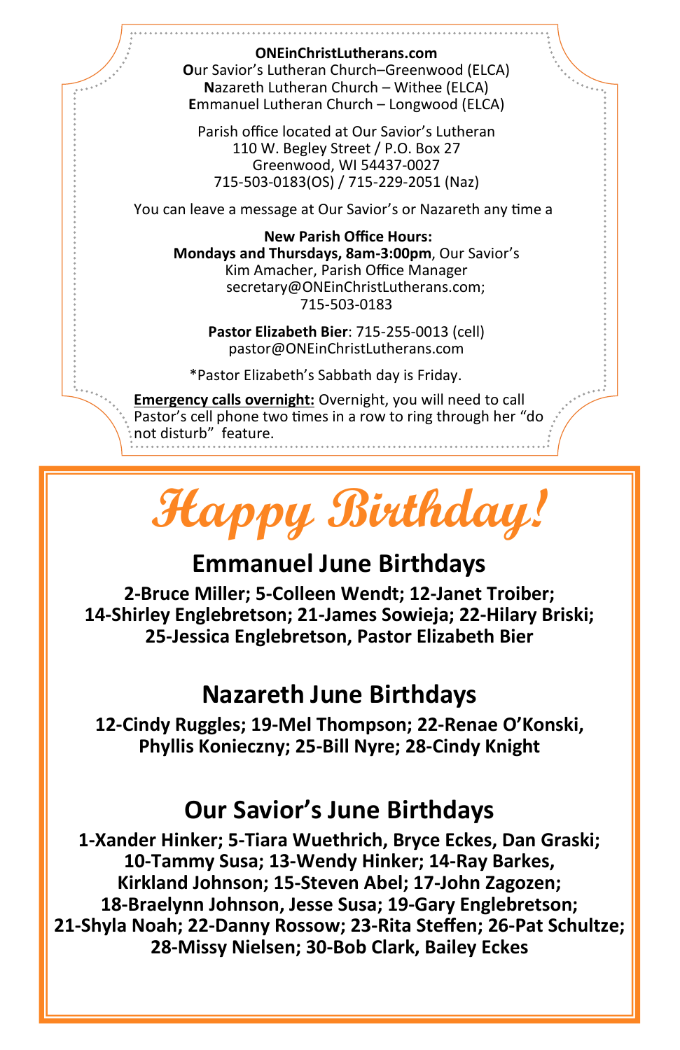**ONEinChristLutherans.com**
**O**ur Savior's Lutheran Church–Greenwood (ELCA)
**N**azareth Lutheran Church – Withee (ELCA)
**E**mmanuel Lutheran Church – Longwood (ELCA)

Parish office located at Our Savior's Lutheran
110 W. Begley Street / P.O. Box 27
Greenwood, WI 54437-0027
715-503-0183(OS) / 715-229-2051 (Naz)

You can leave a message at Our Savior's or Nazareth any time a

**New Parish Office Hours:**
**Mondays and Thursdays, 8am-3:00pm**, Our Savior's
Kim Amacher, Parish Office Manager
secretary@ONEinChristLutherans.com;
715-503-0183

**Pastor Elizabeth Bier**: 715-255-0013 (cell)
pastor@ONEinChristLutherans.com

*Pastor Elizabeth's Sabbath day is Friday.

**Emergency calls overnight:** Overnight, you will need to call Pastor's cell phone two times in a row to ring through her "do not disturb" feature.

# Happy Birthday!

## Emmanuel June Birthdays

**2-Bruce Miller; 5-Colleen Wendt; 12-Janet Troiber; 14-Shirley Englebretson; 21-James Sowieja; 22-Hilary Briski; 25-Jessica Englebretson, Pastor Elizabeth Bier**

## Nazareth June Birthdays

**12-Cindy Ruggles; 19-Mel Thompson; 22-Renae O'Konski, Phyllis Konieczny; 25-Bill Nyre; 28-Cindy Knight**

## Our Savior's June Birthdays

**1-Xander Hinker; 5-Tiara Wuethrich, Bryce Eckes, Dan Graski; 10-Tammy Susa; 13-Wendy Hinker; 14-Ray Barkes, Kirkland Johnson; 15-Steven Abel; 17-John Zagozen; 18-Braelynn Johnson, Jesse Susa; 19-Gary Englebretson; 21-Shyla Noah; 22-Danny Rossow; 23-Rita Steffen; 26-Pat Schultze; 28-Missy Nielsen; 30-Bob Clark, Bailey Eckes**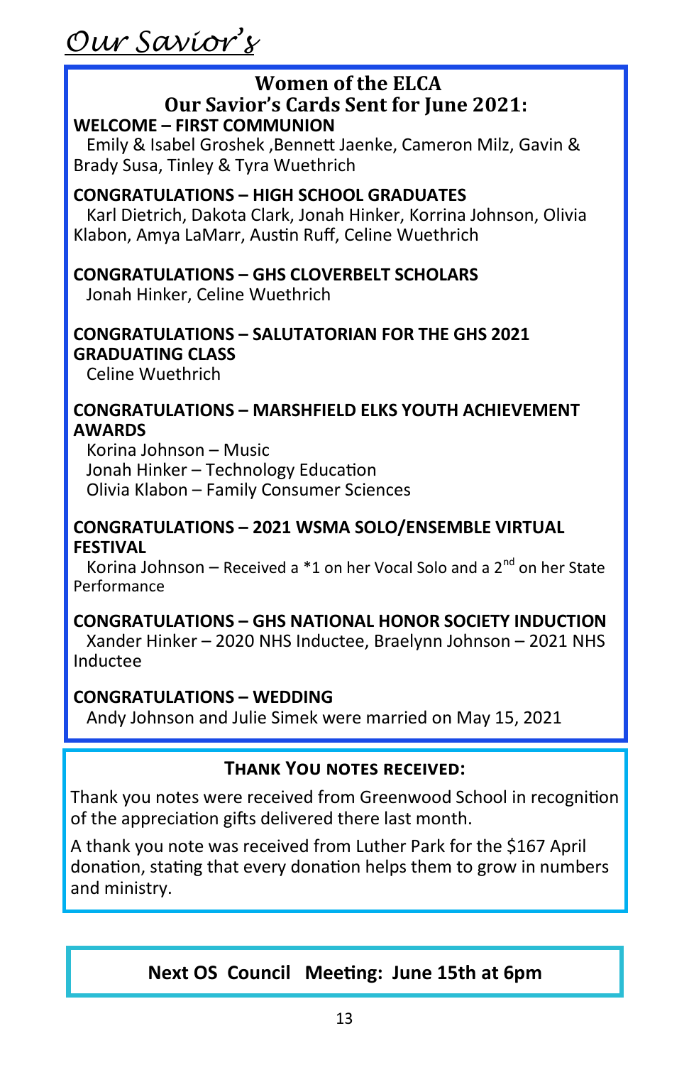*Our Savior's*

## Women of the ELCA
## Our Savior's Cards Sent for June 2021:

**WELCOME – FIRST COMMUNION**
Emily & Isabel Groshek ,Bennett Jaenke, Cameron Milz, Gavin & Brady Susa, Tinley & Tyra Wuethrich

**CONGRATULATIONS – HIGH SCHOOL GRADUATES**
Karl Dietrich, Dakota Clark, Jonah Hinker, Korrina Johnson, Olivia Klabon, Amya LaMarr, Austin Ruff, Celine Wuethrich

**CONGRATULATIONS – GHS CLOVERBELT SCHOLARS**
Jonah Hinker, Celine Wuethrich

**CONGRATULATIONS – SALUTATORIAN FOR THE GHS 2021 GRADUATING CLASS**
Celine Wuethrich

**CONGRATULATIONS – MARSHFIELD ELKS YOUTH ACHIEVEMENT AWARDS**
Korina Johnson – Music
Jonah Hinker – Technology Education
Olivia Klabon – Family Consumer Sciences

**CONGRATULATIONS – 2021 WSMA SOLO/ENSEMBLE VIRTUAL FESTIVAL**
Korina Johnson – Received a *1 on her Vocal Solo and a 2nd on her State Performance

**CONGRATULATIONS – GHS NATIONAL HONOR SOCIETY INDUCTION**
Xander Hinker – 2020 NHS Inductee, Braelynn Johnson – 2021 NHS Inductee

**CONGRATULATIONS – WEDDING**
Andy Johnson and Julie Simek were married on May 15, 2021

### THANK YOU NOTES RECEIVED:

Thank you notes were received from Greenwood School in recognition of the appreciation gifts delivered there last month.

A thank you note was received from Luther Park for the $167 April donation, stating that every donation helps them to grow in numbers and ministry.

**Next OS Council Meeting: June 15th at 6pm**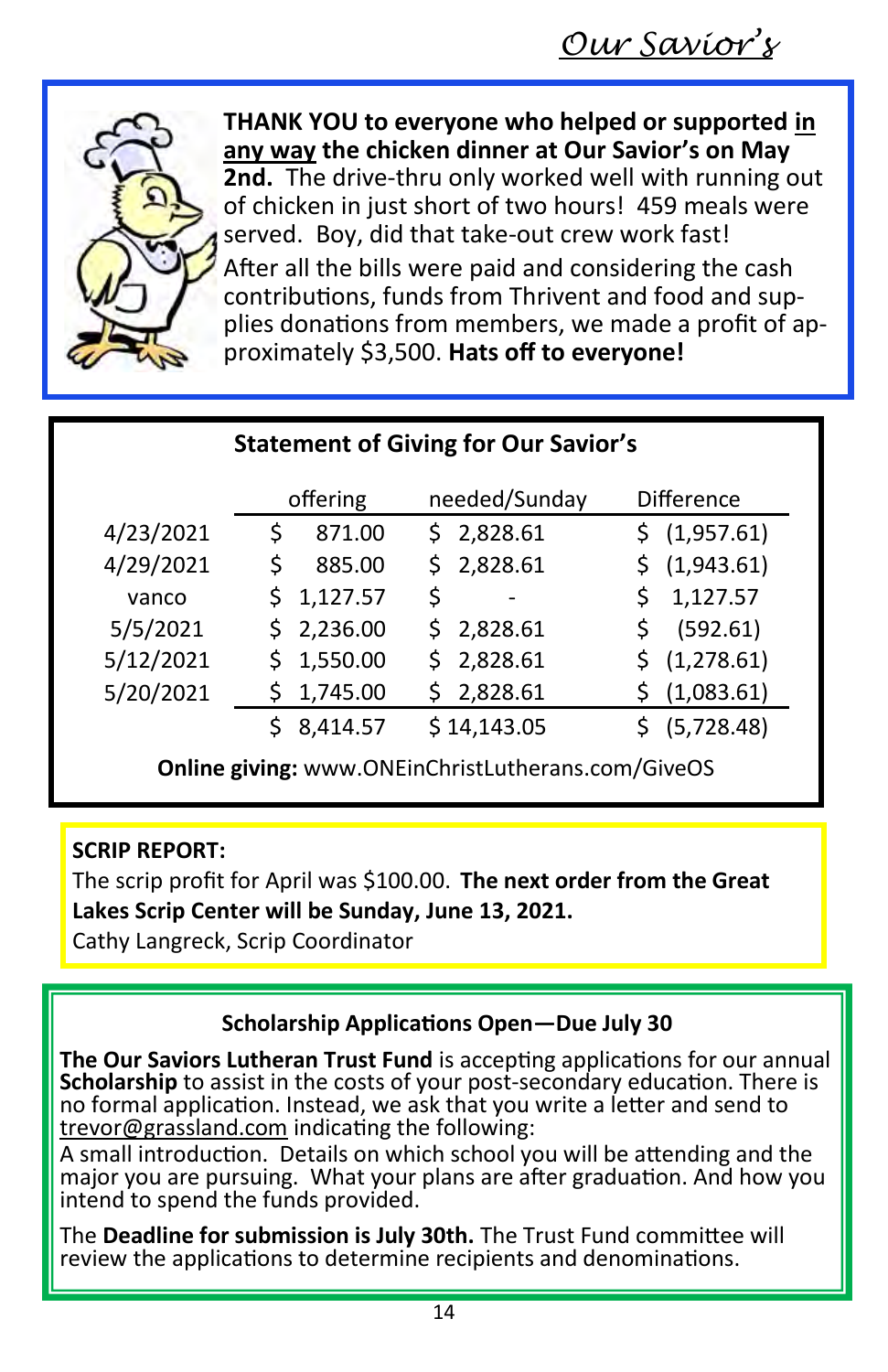*Our Savior's*

**THANK YOU to everyone who helped or supported in any way the chicken dinner at Our Savior's on May 2nd.** The drive-thru only worked well with running out of chicken in just short of two hours! 459 meals were served. Boy, did that take-out crew work fast!

After all the bills were paid and considering the cash contributions, funds from Thrivent and food and supplies donations from members, we made a profit of approximately $3,500. **Hats off to everyone!**

**Statement of Giving for Our Savior's**

| | offering | needed/Sunday | Difference |
|---|---|---|---|
| 4/23/2021 | $ 871.00 | $ 2,828.61 | $ (1,957.61) |
| 4/29/2021 | $ 885.00 | $ 2,828.61 | $ (1,943.61) |
| vanco | $ 1,127.57 | $ - | $ 1,127.57 |
| 5/5/2021 | $ 2,236.00 | $ 2,828.61 | $ (592.61) |
| 5/12/2021 | $ 1,550.00 | $ 2,828.61 | $ (1,278.61) |
| 5/20/2021 | $ 1,745.00 | $ 2,828.61 | $ (1,083.61) |
| | $ 8,414.57 | $ 14,143.05 | $ (5,728.48) |

**Online giving:** www.ONEinChristLutherans.com/GiveOS

**SCRIP REPORT:**

The scrip profit for April was $100.00. **The next order from the Great Lakes Scrip Center will be Sunday, June 13, 2021.**

Cathy Langreck, Scrip Coordinator

**Scholarship Applications Open—Due July 30**

**The Our Saviors Lutheran Trust Fund** is accepting applications for our annual **Scholarship** to assist in the costs of your post-secondary education. There is no formal application. Instead, we ask that you write a letter and send to trevor@grassland.com indicating the following:

A small introduction. Details on which school you will be attending and the major you are pursuing. What your plans are after graduation. And how you intend to spend the funds provided.

The **Deadline for submission is July 30th.** The Trust Fund committee will review the applications to determine recipients and denominations.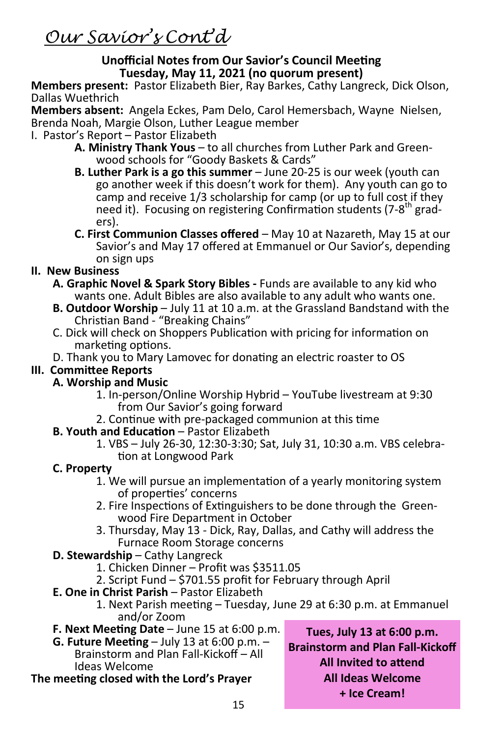# *Our Savior's Cont'd*

**Unofficial Notes from Our Savior's Council Meeting**
**Tuesday, May 11, 2021 (no quorum present)**

**Members present:** Pastor Elizabeth Bier, Ray Barkes, Cathy Langreck, Dick Olson, Dallas Wuethrich

**Members absent:** Angela Eckes, Pam Delo, Carol Hemersbach, Wayne Nielsen, Brenda Noah, Margie Olson, Luther League member

I. Pastor's Report – Pastor Elizabeth

- **A. Ministry Thank Yous** – to all churches from Luther Park and Greenwood schools for "Goody Baskets & Cards"
- **B. Luther Park is a go this summer** – June 20-25 is our week (youth can go another week if this doesn't work for them). Any youth can go to camp and receive 1/3 scholarship for camp (or up to full cost if they need it). Focusing on registering Confirmation students (7-8th graders).
- **C. First Communion Classes offered** – May 10 at Nazareth, May 15 at our Savior's and May 17 offered at Emmanuel or Our Savior's, depending on sign ups

**II. New Business**

- **A. Graphic Novel & Spark Story Bibles -** Funds are available to any kid who wants one. Adult Bibles are also available to any adult who wants one.
- **B. Outdoor Worship** – July 11 at 10 a.m. at the Grassland Bandstand with the Christian Band - "Breaking Chains"
- C. Dick will check on Shoppers Publication with pricing for information on marketing options.
- D. Thank you to Mary Lamovec for donating an electric roaster to OS

**III. Committee Reports**

- **A. Worship and Music**
  1. In-person/Online Worship Hybrid – YouTube livestream at 9:30 from Our Savior's going forward
  2. Continue with pre-packaged communion at this time
- **B. Youth and Education** – Pastor Elizabeth
  1. VBS – July 26-30, 12:30-3:30; Sat, July 31, 10:30 a.m. VBS celebration at Longwood Park
- **C. Property**
  1. We will pursue an implementation of a yearly monitoring system of properties' concerns
  2. Fire Inspections of Extinguishers to be done through the Greenwood Fire Department in October
  3. Thursday, May 13 - Dick, Ray, Dallas, and Cathy will address the Furnace Room Storage concerns
- **D. Stewardship** – Cathy Langreck
  1. Chicken Dinner – Profit was $3511.05
  2. Script Fund – $701.55 profit for February through April
- **E. One in Christ Parish** – Pastor Elizabeth
  1. Next Parish meeting – Tuesday, June 29 at 6:30 p.m. at Emmanuel and/or Zoom
- **F. Next Meeting Date** – June 15 at 6:00 p.m.
- **G. Future Meeting** – July 13 at 6:00 p.m. – Brainstorm and Plan Fall-Kickoff – All Ideas Welcome

**The meeting closed with the Lord's Prayer**

**Tues, July 13 at 6:00 p.m.**
**Brainstorm and Plan Fall-Kickoff**
**All Invited to attend**
**All Ideas Welcome**
**+ Ice Cream!**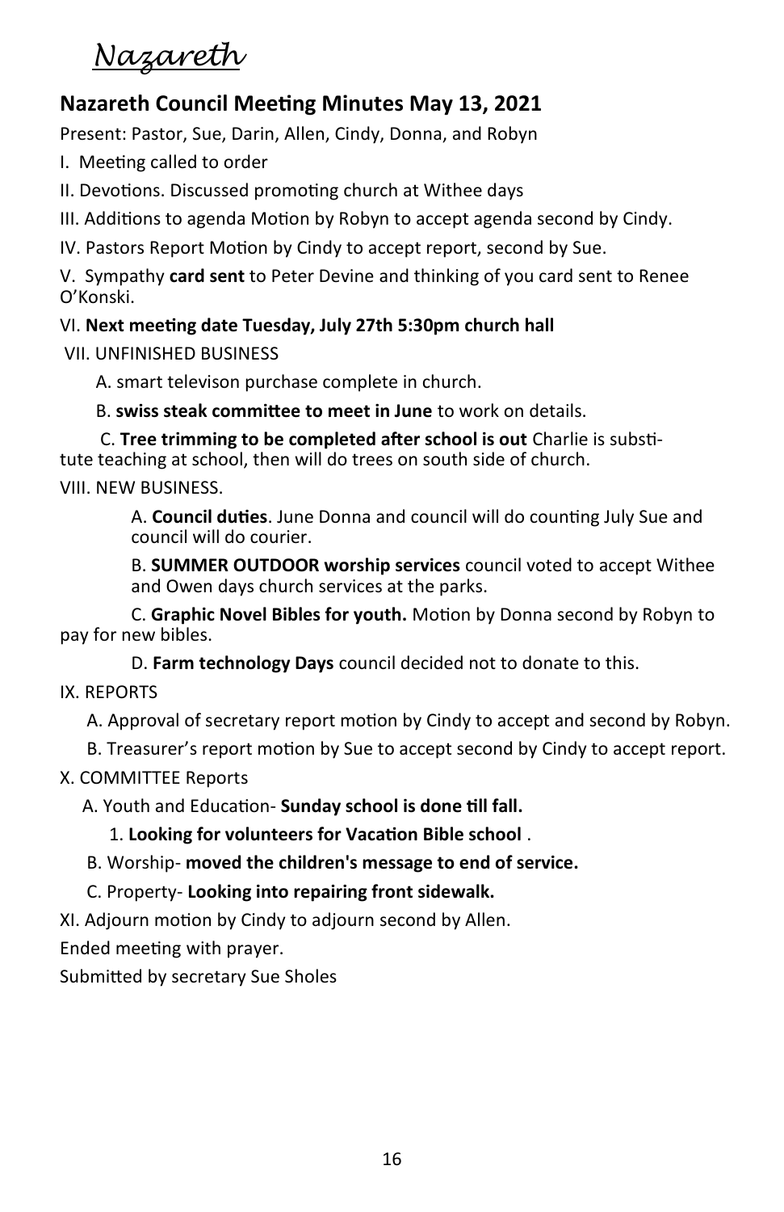# *Nazareth*

## Nazareth Council Meeting Minutes May 13, 2021

Present: Pastor, Sue, Darin, Allen, Cindy, Donna, and Robyn

I. Meeting called to order

II. Devotions. Discussed promoting church at Withee days

III. Additions to agenda Motion by Robyn to accept agenda second by Cindy.

IV. Pastors Report Motion by Cindy to accept report, second by Sue.

V. Sympathy **card sent** to Peter Devine and thinking of you card sent to Renee O'Konski.

VI. **Next meeting date Tuesday, July 27th 5:30pm church hall**

VII. UNFINISHED BUSINESS

A. smart televison purchase complete in church.

B. **swiss steak committee to meet in June** to work on details.

C. **Tree trimming to be completed after school is out** Charlie is substitute teaching at school, then will do trees on south side of church.

VIII. NEW BUSINESS.

A. **Council duties**. June Donna and council will do counting July Sue and council will do courier.

B. **SUMMER OUTDOOR worship services** council voted to accept Withee and Owen days church services at the parks.

C. **Graphic Novel Bibles for youth.** Motion by Donna second by Robyn to pay for new bibles.

D. **Farm technology Days** council decided not to donate to this.

IX. REPORTS

A. Approval of secretary report motion by Cindy to accept and second by Robyn.

B. Treasurer's report motion by Sue to accept second by Cindy to accept report.

X. COMMITTEE Reports

A. Youth and Education- **Sunday school is done till fall.**

1. **Looking for volunteers for Vacation Bible school** .

B. Worship- **moved the children's message to end of service.**

C. Property- **Looking into repairing front sidewalk.**

XI. Adjourn motion by Cindy to adjourn second by Allen.

Ended meeting with prayer.

Submitted by secretary Sue Sholes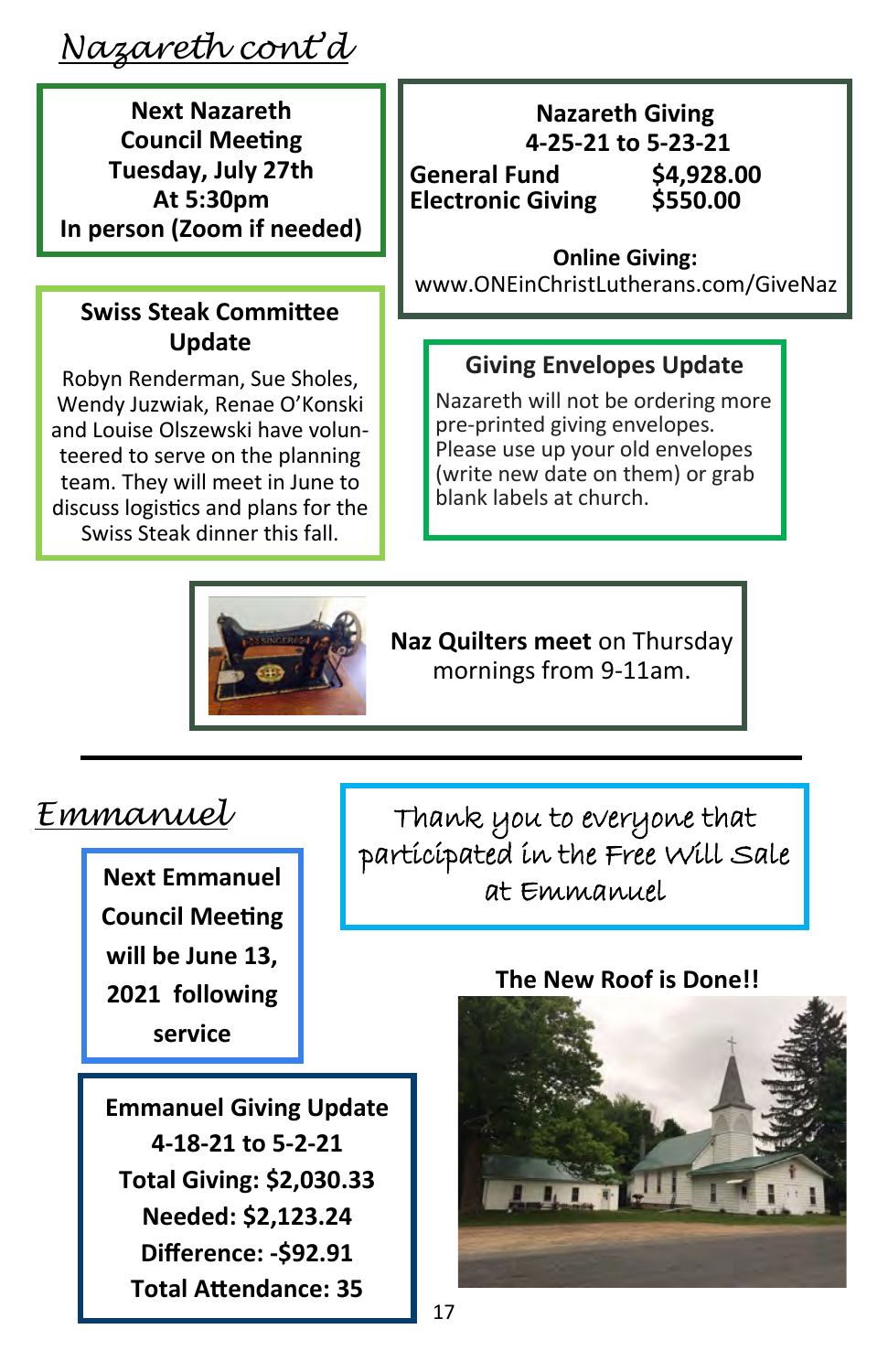# Nazareth cont'd

**Next Nazareth Council Meeting**
**Tuesday, July 27th**
**At 5:30pm**
**In person (Zoom if needed)**

**Nazareth Giving**
**4-25-21 to 5-23-21**

| | |
|---|---|
| **General Fund** | **$4,928.00** |
| **Electronic Giving** | **$550.00** |

**Online Giving:**
www.ONEinChristLutherans.com/GiveNaz

**Swiss Steak Committee Update**

Robyn Renderman, Sue Sholes, Wendy Juzwiak, Renae O'Konski and Louise Olszewski have volunteered to serve on the planning team. They will meet in June to discuss logistics and plans for the Swiss Steak dinner this fall.

**Giving Envelopes Update**

Nazareth will not be ordering more pre-printed giving envelopes. Please use up your old envelopes (write new date on them) or grab blank labels at church.

**Naz Quilters meet** on Thursday mornings from 9-11am.

---

# Emmanuel

**Next Emmanuel Council Meeting will be June 13, 2021 following service**

Thank you to everyone that participated in the Free Will Sale at Emmanuel

**Emmanuel Giving Update**
**4-18-21 to 5-2-21**
**Total Giving: $2,030.33**
**Needed: $2,123.24**
**Difference: -$92.91**
**Total Attendance: 35**

**The New Roof is Done!!**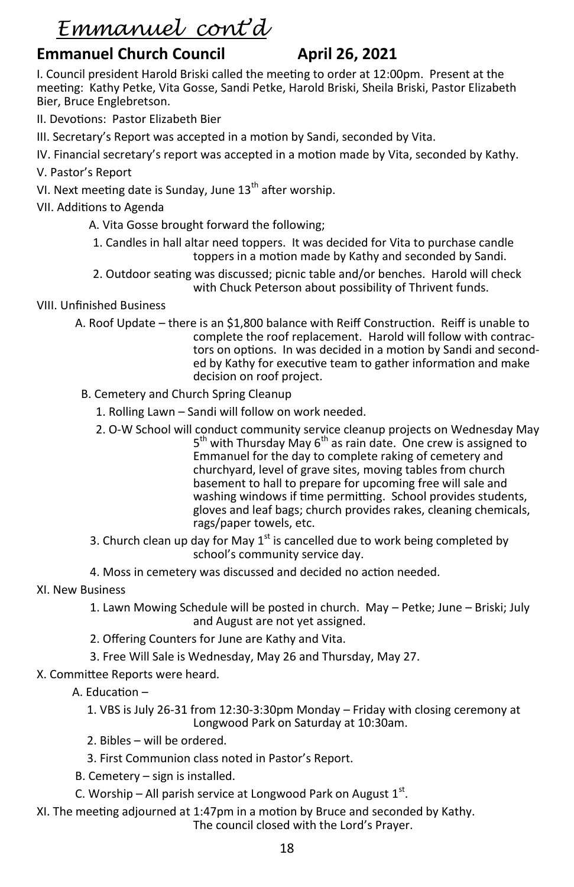# *Emmanuel cont'd*

## Emmanuel Church Council April 26, 2021

I. Council president Harold Briski called the meeting to order at 12:00pm. Present at the meeting: Kathy Petke, Vita Gosse, Sandi Petke, Harold Briski, Sheila Briski, Pastor Elizabeth Bier, Bruce Englebretson.

II. Devotions: Pastor Elizabeth Bier

III. Secretary's Report was accepted in a motion by Sandi, seconded by Vita.

IV. Financial secretary's report was accepted in a motion made by Vita, seconded by Kathy.

V. Pastor's Report

VI. Next meeting date is Sunday, June 13th after worship.

VII. Additions to Agenda

A. Vita Gosse brought forward the following;

1. Candles in hall altar need toppers. It was decided for Vita to purchase candle toppers in a motion made by Kathy and seconded by Sandi.

2. Outdoor seating was discussed; picnic table and/or benches. Harold will check with Chuck Peterson about possibility of Thrivent funds.

VIII. Unfinished Business

A. Roof Update – there is an $1,800 balance with Reiff Construction. Reiff is unable to complete the roof replacement. Harold will follow with contractors on options. In was decided in a motion by Sandi and seconded by Kathy for executive team to gather information and make decision on roof project.

B. Cemetery and Church Spring Cleanup

1. Rolling Lawn – Sandi will follow on work needed.

2. O-W School will conduct community service cleanup projects on Wednesday May 5th with Thursday May 6th as rain date. One crew is assigned to Emmanuel for the day to complete raking of cemetery and churchyard, level of grave sites, moving tables from church basement to hall to prepare for upcoming free will sale and washing windows if time permitting. School provides students, gloves and leaf bags; church provides rakes, cleaning chemicals, rags/paper towels, etc.

3. Church clean up day for May 1st is cancelled due to work being completed by school's community service day.

4. Moss in cemetery was discussed and decided no action needed.

XI. New Business

1. Lawn Mowing Schedule will be posted in church. May – Petke; June – Briski; July and August are not yet assigned.

2. Offering Counters for June are Kathy and Vita.

3. Free Will Sale is Wednesday, May 26 and Thursday, May 27.

X. Committee Reports were heard.

A. Education –

1. VBS is July 26-31 from 12:30-3:30pm Monday – Friday with closing ceremony at Longwood Park on Saturday at 10:30am.

2. Bibles – will be ordered.

3. First Communion class noted in Pastor's Report.

B. Cemetery – sign is installed.

C. Worship – All parish service at Longwood Park on August 1st.

XI. The meeting adjourned at 1:47pm in a motion by Bruce and seconded by Kathy. The council closed with the Lord's Prayer.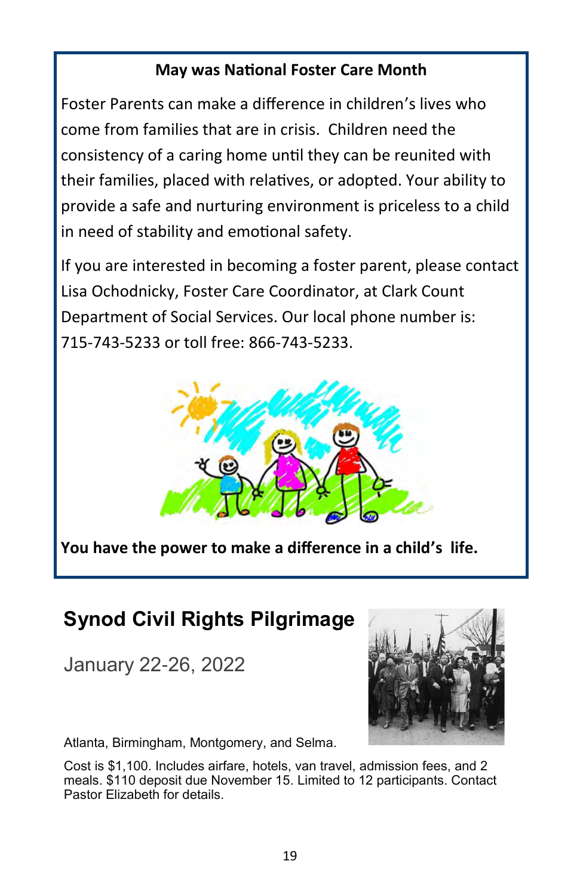### May was National Foster Care Month

Foster Parents can make a difference in children's lives who come from families that are in crisis. Children need the consistency of a caring home until they can be reunited with their families, placed with relatives, or adopted. Your ability to provide a safe and nurturing environment is priceless to a child in need of stability and emotional safety.

If you are interested in becoming a foster parent, please contact Lisa Ochodnicky, Foster Care Coordinator, at Clark Count Department of Social Services. Our local phone number is: 715-743-5233 or toll free: 866-743-5233.

**You have the power to make a difference in a child's life.**

## Synod Civil Rights Pilgrimage

January 22-26, 2022

Atlanta, Birmingham, Montgomery, and Selma.

Cost is $1,100. Includes airfare, hotels, van travel, admission fees, and 2 meals. $110 deposit due November 15. Limited to 12 participants. Contact Pastor Elizabeth for details.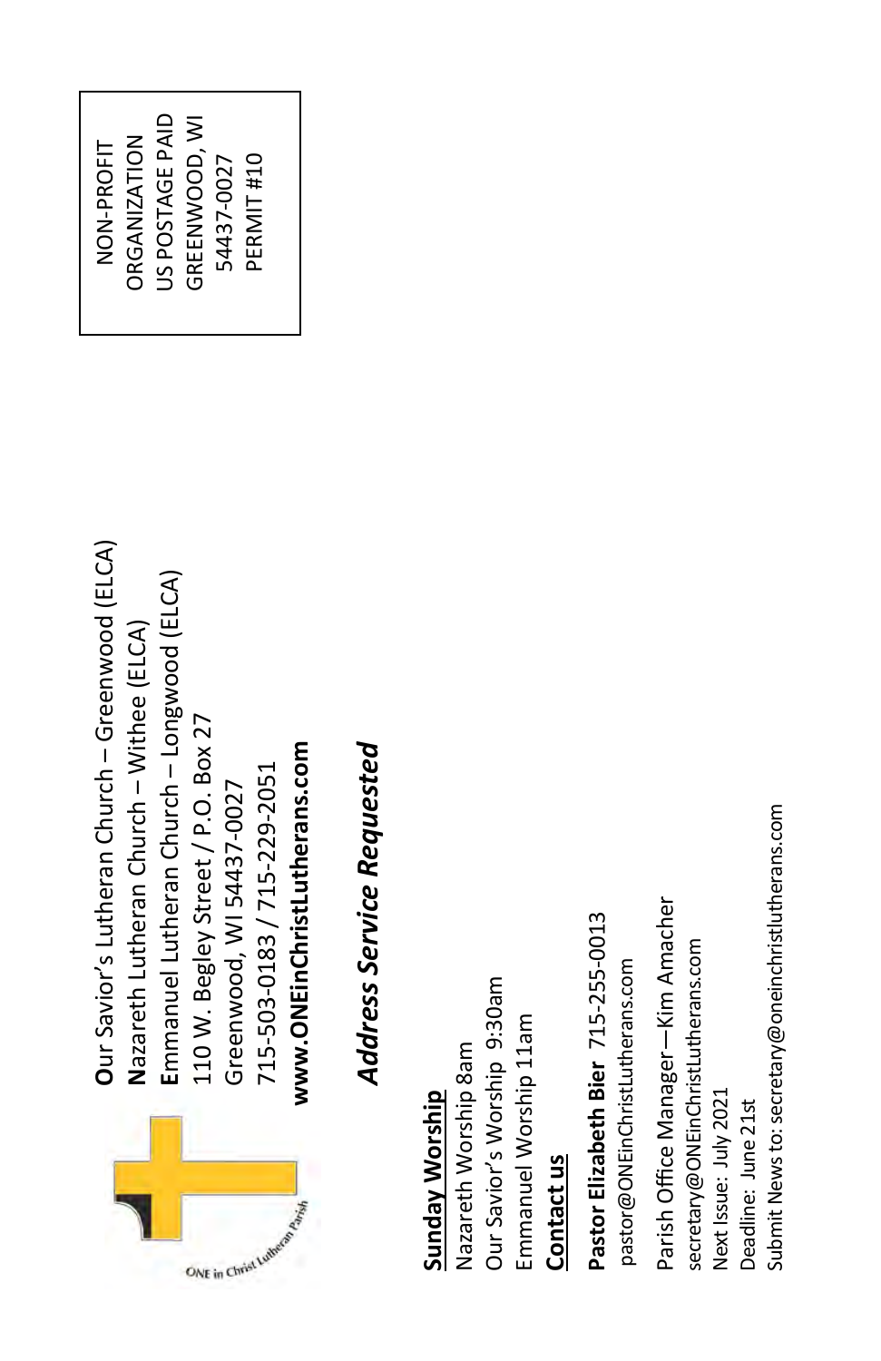**O**ur Savior's Lutheran Church – Greenwood (ELCA)
**N**azareth Lutheran Church – Withee (ELCA)
**E**mmanuel Lutheran Church – Longwood (ELCA)
110 W. Begley Street / P.O. Box 27
Greenwood, WI 54437-0027
715-503-0183 / 715-229-2051
**www.ONEinChristLutherans.com**

NON-PROFIT
ORGANIZATION
US POSTAGE PAID
GREENWOOD, WI
54437-0027
PERMIT #10

***Address Service Requested***

**Sunday Worship**
Nazareth Worship 8am
Our Savior's Worship 9:30am
Emmanuel Worship 11am

**Contact us**

**Pastor Elizabeth Bier** 715-255-0013
pastor@ONEinChristLutherans.com

Parish Office Manager—Kim Amacher
secretary@ONEinChristLutherans.com
Next Issue: July 2021
Deadline: June 21st
Submit News to: secretary@oneinchristlutherans.com